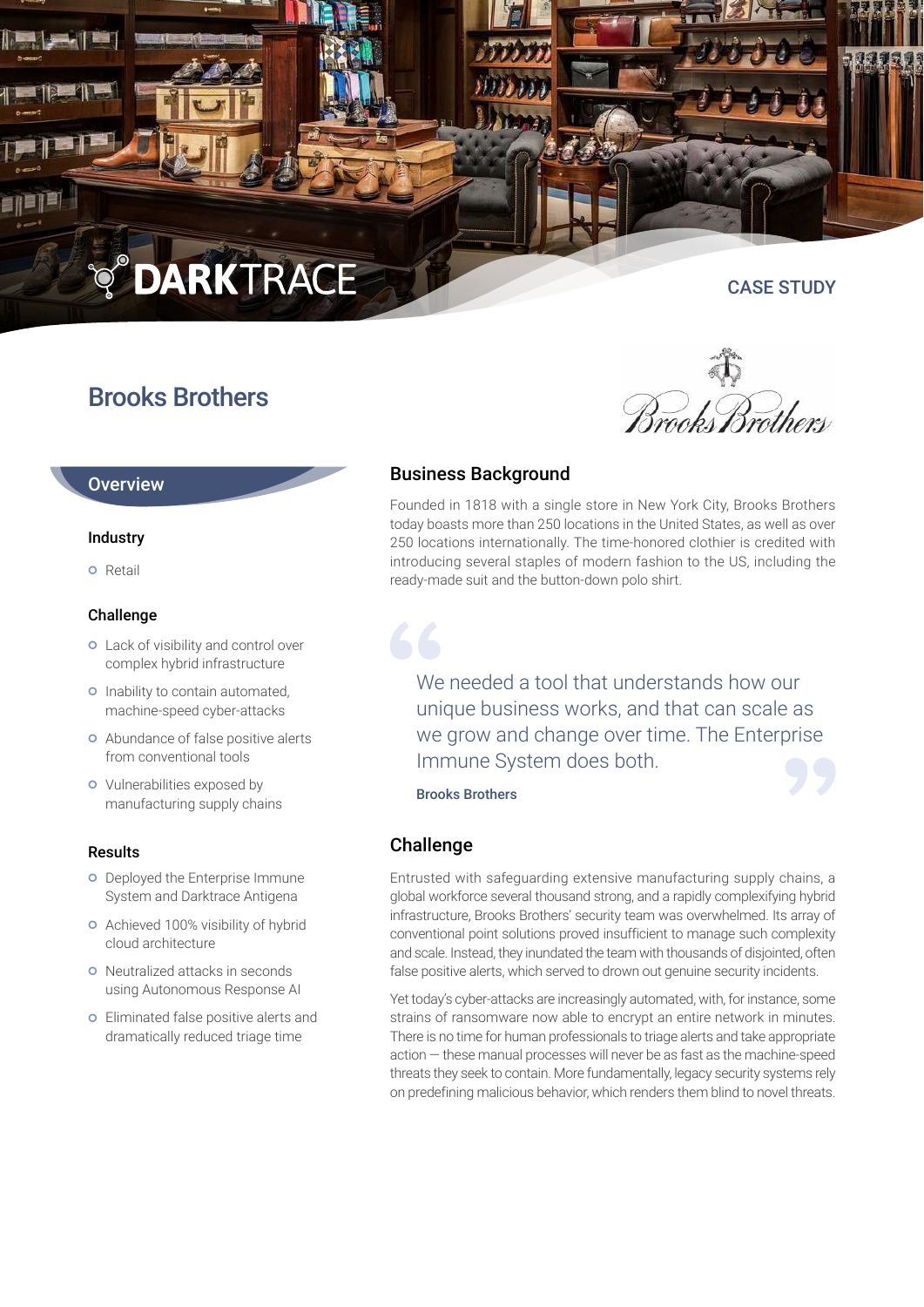DARKTRACE

CASE STUDY

# Brooks Brothers

## Overview

### Industry

- Retail

### Challenge

- Lack of visibility and control over complex hybrid infrastructure
- Inability to contain automated, machine-speed cyber-attacks
- Abundance of false positive alerts from conventional tools
- Vulnerabilities exposed by manufacturing supply chains

### Results

- Deployed the Enterprise Immune System and Darktrace Antigena
- Achieved 100% visibility of hybrid cloud architecture
- Neutralized attacks in seconds using Autonomous Response AI
- Eliminated false positive alerts and dramatically reduced triage time

## Business Background

Founded in 1818 with a single store in New York City, Brooks Brothers today boasts more than 250 locations in the United States, as well as over 250 locations internationally. The time-honored clothier is credited with introducing several staples of modern fashion to the US, including the ready-made suit and the button-down polo shirt.

> We needed a tool that understands how our unique business works, and that can scale as we grow and change over time. The Enterprise Immune System does both.
>
> **Brooks Brothers**

## Challenge

Entrusted with safeguarding extensive manufacturing supply chains, a global workforce several thousand strong, and a rapidly complexifying hybrid infrastructure, Brooks Brothers' security team was overwhelmed. Its array of conventional point solutions proved insufficient to manage such complexity and scale. Instead, they inundated the team with thousands of disjointed, often false positive alerts, which served to drown out genuine security incidents.

Yet today's cyber-attacks are increasingly automated, with, for instance, some strains of ransomware now able to encrypt an entire network in minutes. There is no time for human professionals to triage alerts and take appropriate action — these manual processes will never be as fast as the machine-speed threats they seek to contain. More fundamentally, legacy security systems rely on predefining malicious behavior, which renders them blind to novel threats.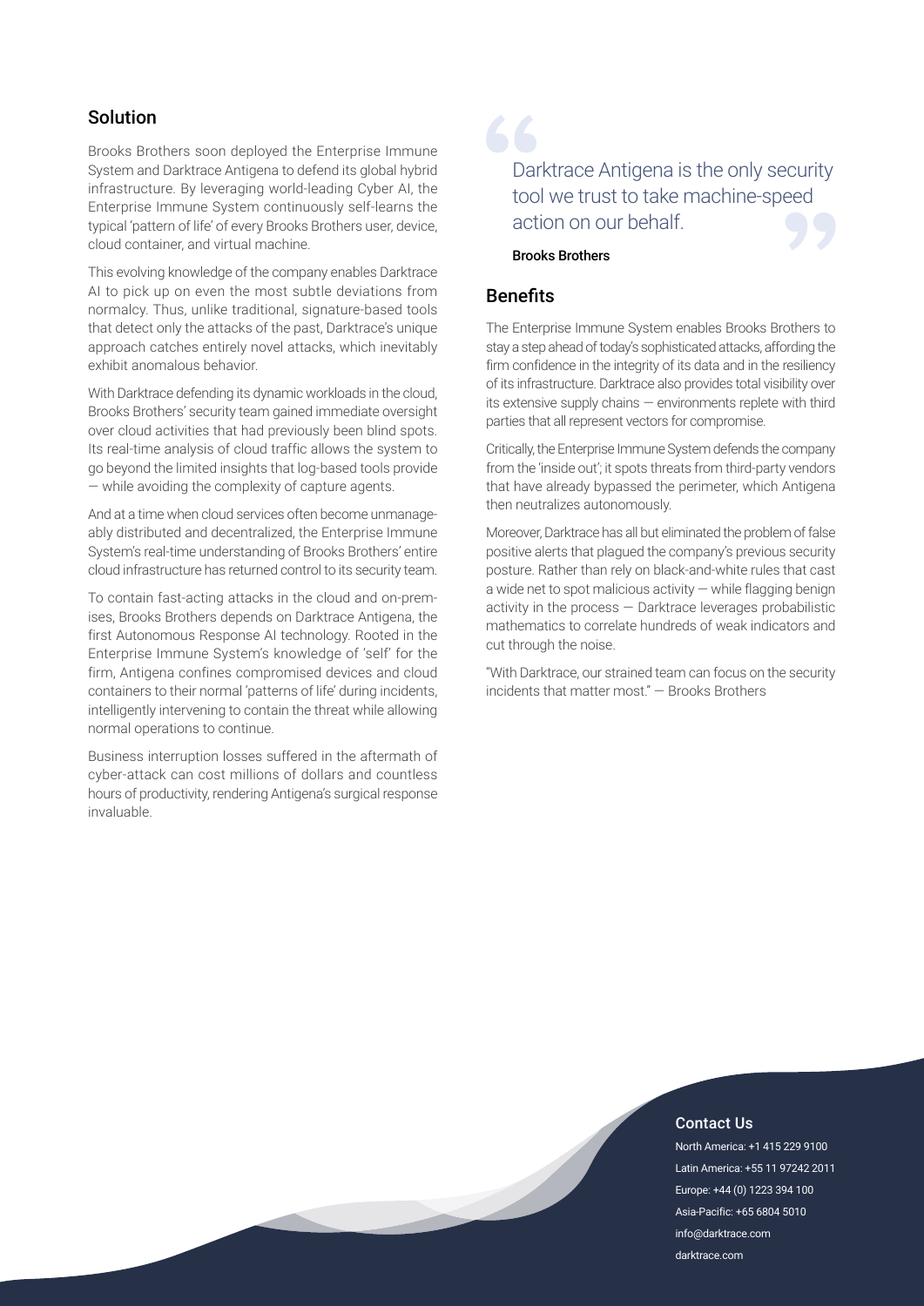## Solution

Brooks Brothers soon deployed the Enterprise Immune System and Darktrace Antigena to defend its global hybrid infrastructure. By leveraging world-leading Cyber AI, the Enterprise Immune System continuously self-learns the typical 'pattern of life' of every Brooks Brothers user, device, cloud container, and virtual machine.

This evolving knowledge of the company enables Darktrace AI to pick up on even the most subtle deviations from normalcy. Thus, unlike traditional, signature-based tools that detect only the attacks of the past, Darktrace's unique approach catches entirely novel attacks, which inevitably exhibit anomalous behavior.

With Darktrace defending its dynamic workloads in the cloud, Brooks Brothers' security team gained immediate oversight over cloud activities that had previously been blind spots. Its real-time analysis of cloud traffic allows the system to go beyond the limited insights that log-based tools provide — while avoiding the complexity of capture agents.

And at a time when cloud services often become unmanageably distributed and decentralized, the Enterprise Immune System's real-time understanding of Brooks Brothers' entire cloud infrastructure has returned control to its security team.

To contain fast-acting attacks in the cloud and on-premises, Brooks Brothers depends on Darktrace Antigena, the first Autonomous Response AI technology. Rooted in the Enterprise Immune System's knowledge of 'self' for the firm, Antigena confines compromised devices and cloud containers to their normal 'patterns of life' during incidents, intelligently intervening to contain the threat while allowing normal operations to continue.

Business interruption losses suffered in the aftermath of cyber-attack can cost millions of dollars and countless hours of productivity, rendering Antigena's surgical response invaluable.

> Darktrace Antigena is the only security tool we trust to take machine-speed action on our behalf.
>
> **Brooks Brothers**

## Benefits

The Enterprise Immune System enables Brooks Brothers to stay a step ahead of today's sophisticated attacks, affording the firm confidence in the integrity of its data and in the resiliency of its infrastructure. Darktrace also provides total visibility over its extensive supply chains — environments replete with third parties that all represent vectors for compromise.

Critically, the Enterprise Immune System defends the company from the 'inside out'; it spots threats from third-party vendors that have already bypassed the perimeter, which Antigena then neutralizes autonomously.

Moreover, Darktrace has all but eliminated the problem of false positive alerts that plagued the company's previous security posture. Rather than rely on black-and-white rules that cast a wide net to spot malicious activity — while flagging benign activity in the process — Darktrace leverages probabilistic mathematics to correlate hundreds of weak indicators and cut through the noise.

"With Darktrace, our strained team can focus on the security incidents that matter most." — Brooks Brothers

### Contact Us

North America: +1 415 229 9100
Latin America: +55 11 97242 2011
Europe: +44 (0) 1223 394 100
Asia-Pacific: +65 6804 5010
info@darktrace.com
darktrace.com